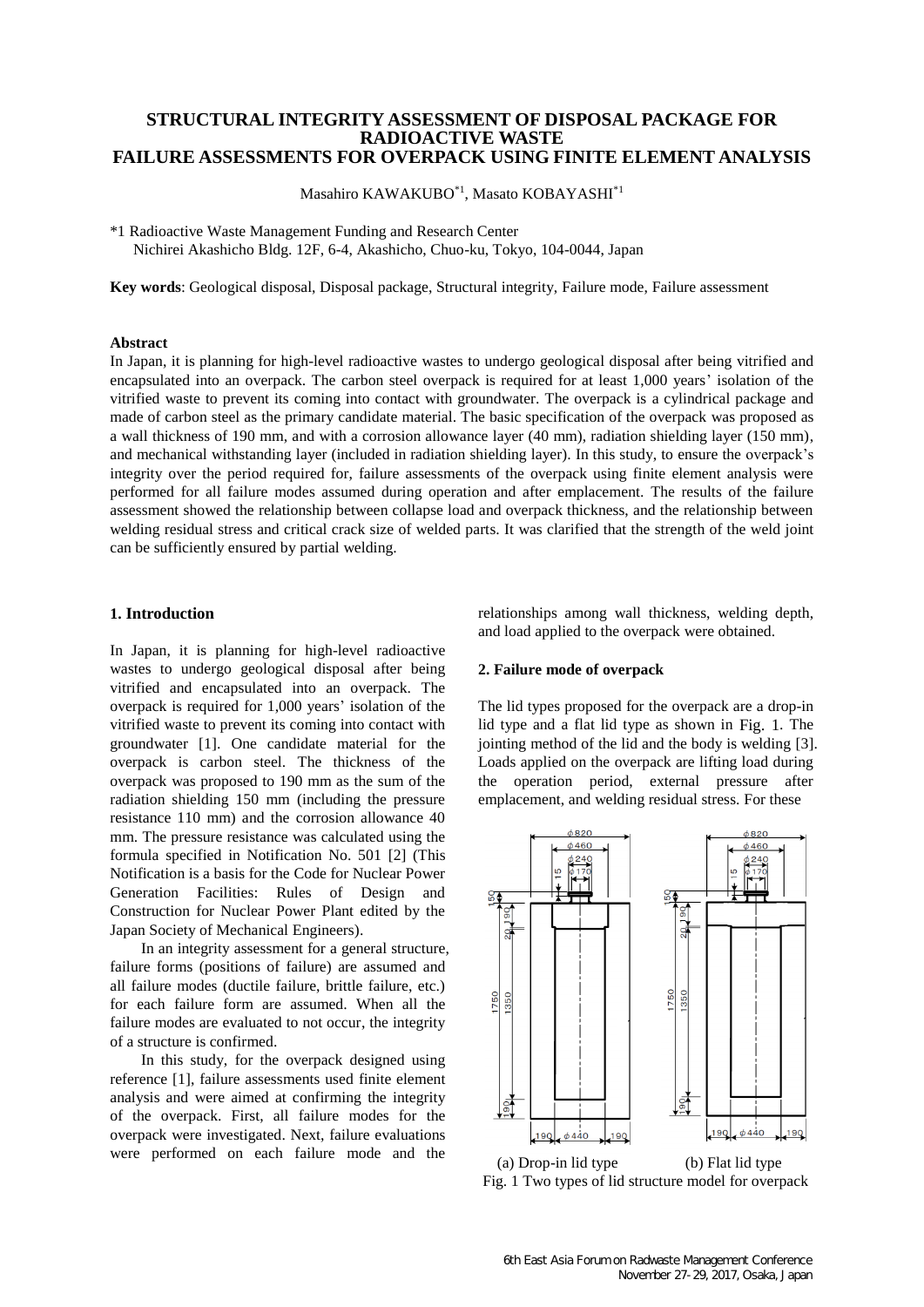# STRUCTURAL INTEGRITY ASSESSMENT OF DISPOSAL PACKAGE FOR RADIOACTIVE WASTE
# FAILURE ASSESSMENTS FOR OVERPACK USING FINITE ELEMENT ANALYSIS

Masahiro KAWAKUBO[*1], Masato KOBAYASHI[*1]

*1 Radioactive Waste Management Funding and Research Center
Nichirei Akashicho Bldg. 12F, 6-4, Akashicho, Chuo-ku, Tokyo, 104-0044, Japan

**Key words**: Geological disposal, Disposal package, Structural integrity, Failure mode, Failure assessment

#### Abstract

In Japan, it is planning for high-level radioactive wastes to undergo geological disposal after being vitrified and encapsulated into an overpack. The carbon steel overpack is required for at least 1,000 years' isolation of the vitrified waste to prevent its coming into contact with groundwater. The overpack is a cylindrical package and made of carbon steel as the primary candidate material. The basic specification of the overpack was proposed as a wall thickness of 190 mm, and with a corrosion allowance layer (40 mm), radiation shielding layer (150 mm), and mechanical withstanding layer (included in radiation shielding layer). In this study, to ensure the overpack's integrity over the period required for, failure assessments of the overpack using finite element analysis were performed for all failure modes assumed during operation and after emplacement. The results of the failure assessment showed the relationship between collapse load and overpack thickness, and the relationship between welding residual stress and critical crack size of welded parts. It was clarified that the strength of the weld joint can be sufficiently ensured by partial welding.

## 1. Introduction

In Japan, it is planning for high-level radioactive wastes to undergo geological disposal after being vitrified and encapsulated into an overpack. The overpack is required for 1,000 years' isolation of the vitrified waste to prevent its coming into contact with groundwater [1]. One candidate material for the overpack is carbon steel. The thickness of the overpack was proposed to 190 mm as the sum of the radiation shielding 150 mm (including the pressure resistance 110 mm) and the corrosion allowance 40 mm. The pressure resistance was calculated using the formula specified in Notification No. 501 [2] (This Notification is a basis for the Code for Nuclear Power Generation Facilities: Rules of Design and Construction for Nuclear Power Plant edited by the Japan Society of Mechanical Engineers).

In an integrity assessment for a general structure, failure forms (positions of failure) are assumed and all failure modes (ductile failure, brittle failure, etc.) for each failure form are assumed. When all the failure modes are evaluated to not occur, the integrity of a structure is confirmed.

In this study, for the overpack designed using reference [1], failure assessments used finite element analysis and were aimed at confirming the integrity of the overpack. First, all failure modes for the overpack were investigated. Next, failure evaluations were performed on each failure mode and the relationships among wall thickness, welding depth, and load applied to the overpack were obtained.

## 2. Failure mode of overpack

The lid types proposed for the overpack are a drop-in lid type and a flat lid type as shown in Fig. 1. The jointing method of the lid and the body is welding [3]. Loads applied on the overpack are lifting load during the operation period, external pressure after emplacement, and welding residual stress. For these

(a) Drop-in lid type (b) Flat lid type

Fig. 1 Two types of lid structure model for overpack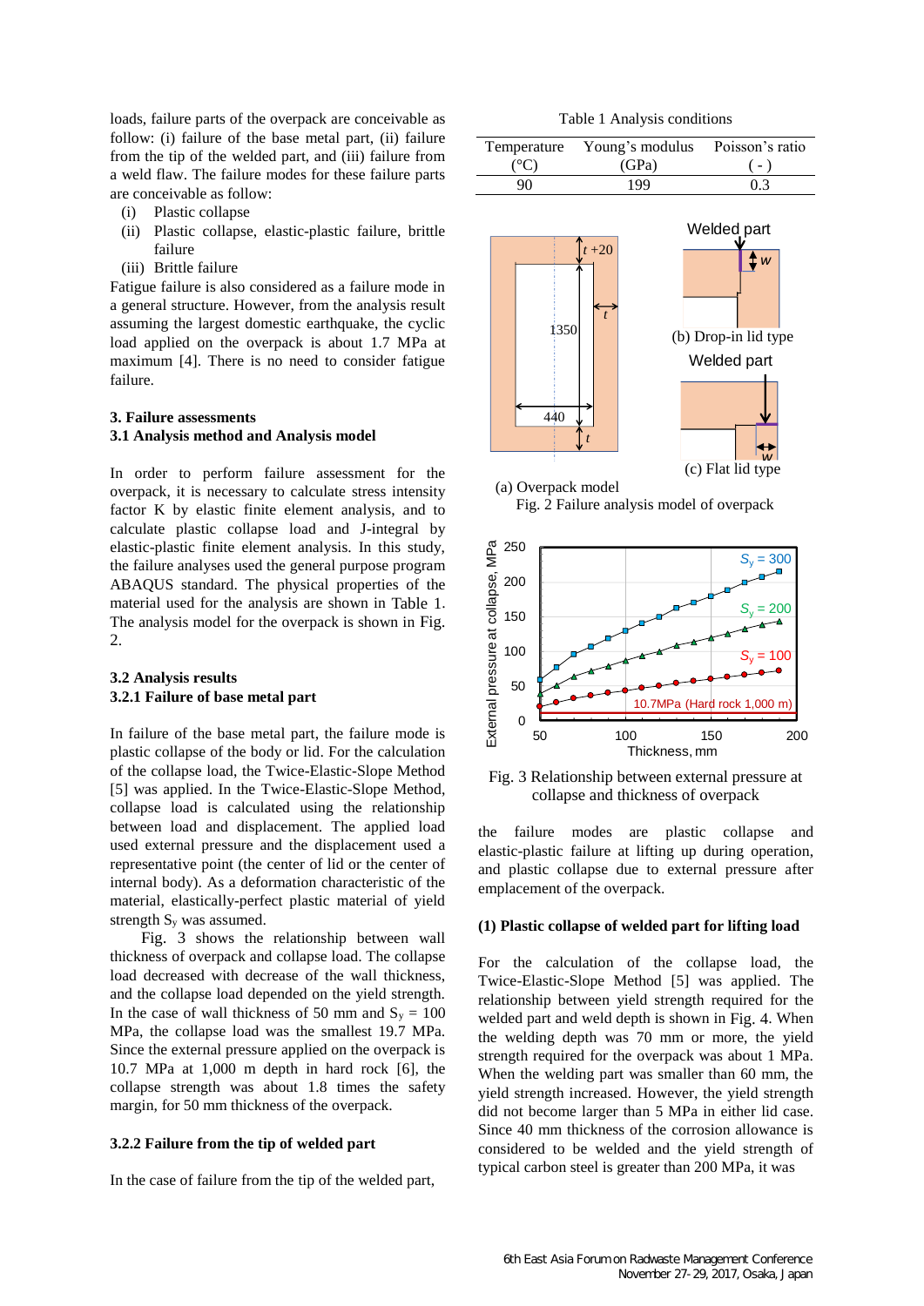loads, failure parts of the overpack are conceivable as follow: (i) failure of the base metal part, (ii) failure from the tip of the welded part, and (iii) failure from a weld flaw. The failure modes for these failure parts are conceivable as follow:

(i) Plastic collapse
(ii) Plastic collapse, elastic-plastic failure, brittle failure
(iii) Brittle failure

Fatigue failure is also considered as a failure mode in a general structure. However, from the analysis result assuming the largest domestic earthquake, the cyclic load applied on the overpack is about 1.7 MPa at maximum [4]. There is no need to consider fatigue failure.

## 3. Failure assessments

### 3.1 Analysis method and Analysis model

In order to perform failure assessment for the overpack, it is necessary to calculate stress intensity factor K by elastic finite element analysis, and to calculate plastic collapse load and J-integral by elastic-plastic finite element analysis. In this study, the failure analyses used the general purpose program ABAQUS standard. The physical properties of the material used for the analysis are shown in Table 1. The analysis model for the overpack is shown in Fig. 2.

### 3.2 Analysis results

#### 3.2.1 Failure of base metal part

In failure of the base metal part, the failure mode is plastic collapse of the body or lid. For the calculation of the collapse load, the Twice-Elastic-Slope Method [5] was applied. In the Twice-Elastic-Slope Method, collapse load is calculated using the relationship between load and displacement. The applied load used external pressure and the displacement used a representative point (the center of lid or the center of internal body). As a deformation characteristic of the material, elastically-perfect plastic material of yield strength $S_y$ was assumed.

Fig. 3 shows the relationship between wall thickness of overpack and collapse load. The collapse load decreased with decrease of the wall thickness, and the collapse load depended on the yield strength. In the case of wall thickness of 50 mm and $S_y$ = 100 MPa, the collapse load was the smallest 19.7 MPa. Since the external pressure applied on the overpack is 10.7 MPa at 1,000 m depth in hard rock [6], the collapse strength was about 1.8 times the safety margin, for 50 mm thickness of the overpack.

#### 3.2.2 Failure from the tip of welded part

In the case of failure from the tip of the welded part, the failure modes are plastic collapse and elastic-plastic failure at lifting up during operation, and plastic collapse due to external pressure after emplacement of the overpack.

Table 1 Analysis conditions

| Temperature (°C) | Young's modulus (GPa) | Poisson's ratio ( - ) |
|---|---|---|
| 90 | 199 | 0.3 |

(a) Overpack model (b) Drop-in lid type (c) Flat lid type

Fig. 2 Failure analysis model of overpack

Fig. 3 Relationship between external pressure at collapse and thickness of overpack

**(1) Plastic collapse of welded part for lifting load**

For the calculation of the collapse load, the Twice-Elastic-Slope Method [5] was applied. The relationship between yield strength required for the welded part and weld depth is shown in Fig. 4. When the welding depth was 70 mm or more, the yield strength required for the overpack was about 1 MPa. When the welding part was smaller than 60 mm, the yield strength increased. However, the yield strength did not become larger than 5 MPa in either lid case. Since 40 mm thickness of the corrosion allowance is considered to be welded and the yield strength of typical carbon steel is greater than 200 MPa, it was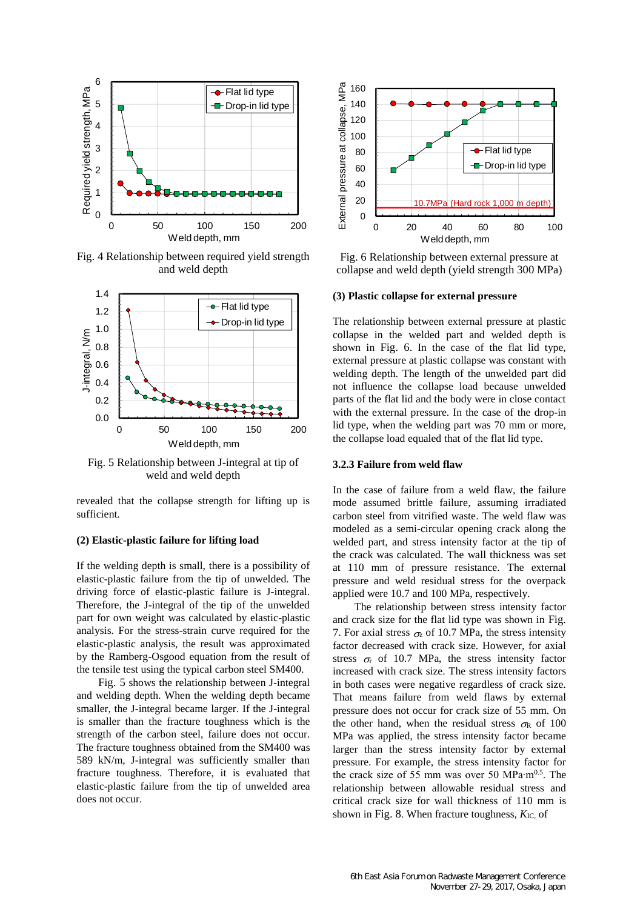Fig. 4 Relationship between required yield strength and weld depth

Fig. 5 Relationship between J-integral at tip of weld and weld depth

revealed that the collapse strength for lifting up is sufficient.

**(2) Elastic-plastic failure for lifting load**

If the welding depth is small, there is a possibility of elastic-plastic failure from the tip of unwelded. The driving force of elastic-plastic failure is J-integral. Therefore, the J-integral of the tip of the unwelded part for own weight was calculated by elastic-plastic analysis. For the stress-strain curve required for the elastic-plastic analysis, the result was approximated by the Ramberg-Osgood equation from the result of the tensile test using the typical carbon steel SM400.

Fig. 5 shows the relationship between J-integral and welding depth. When the welding depth became smaller, the J-integral became larger. If the J-integral is smaller than the fracture toughness which is the strength of the carbon steel, failure does not occur. The fracture toughness obtained from the SM400 was 589 kN/m, J-integral was sufficiently smaller than fracture toughness. Therefore, it is evaluated that elastic-plastic failure from the tip of unwelded area does not occur.

Fig. 6 Relationship between external pressure at collapse and weld depth (yield strength 300 MPa)

**(3) Plastic collapse for external pressure**

The relationship between external pressure at plastic collapse in the welded part and welded depth is shown in Fig. 6. In the case of the flat lid type, external pressure at plastic collapse was constant with welding depth. The length of the unwelded part did not influence the collapse load because unwelded parts of the flat lid and the body were in close contact with the external pressure. In the case of the drop-in lid type, when the welding part was 70 mm or more, the collapse load equaled that of the flat lid type.

### 3.2.3 Failure from weld flaw

In the case of failure from a weld flaw, the failure mode assumed brittle failure, assuming irradiated carbon steel from vitrified waste. The weld flaw was modeled as a semi-circular opening crack along the welded part, and stress intensity factor at the tip of the crack was calculated. The wall thickness was set at 110 mm of pressure resistance. The external pressure and weld residual stress for the overpack applied were 10.7 and 100 MPa, respectively.

The relationship between stress intensity factor and crack size for the flat lid type was shown in Fig. 7. For axial stress $\sigma_z$ of 10.7 MPa, the stress intensity factor decreased with crack size. However, for axial stress $\sigma_r$ of 10.7 MPa, the stress intensity factor increased with crack size. The stress intensity factors in both cases were negative regardless of crack size. That means failure from weld flaws by external pressure does not occur for crack size of 55 mm. On the other hand, when the residual stress $\sigma_R$ of 100 MPa was applied, the stress intensity factor became larger than the stress intensity factor by external pressure. For example, the stress intensity factor for the crack size of 55 mm was over 50 MPa·m$^{0.5}$. The relationship between allowable residual stress and critical crack size for wall thickness of 110 mm is shown in Fig. 8. When fracture toughness, $K_{IC}$, of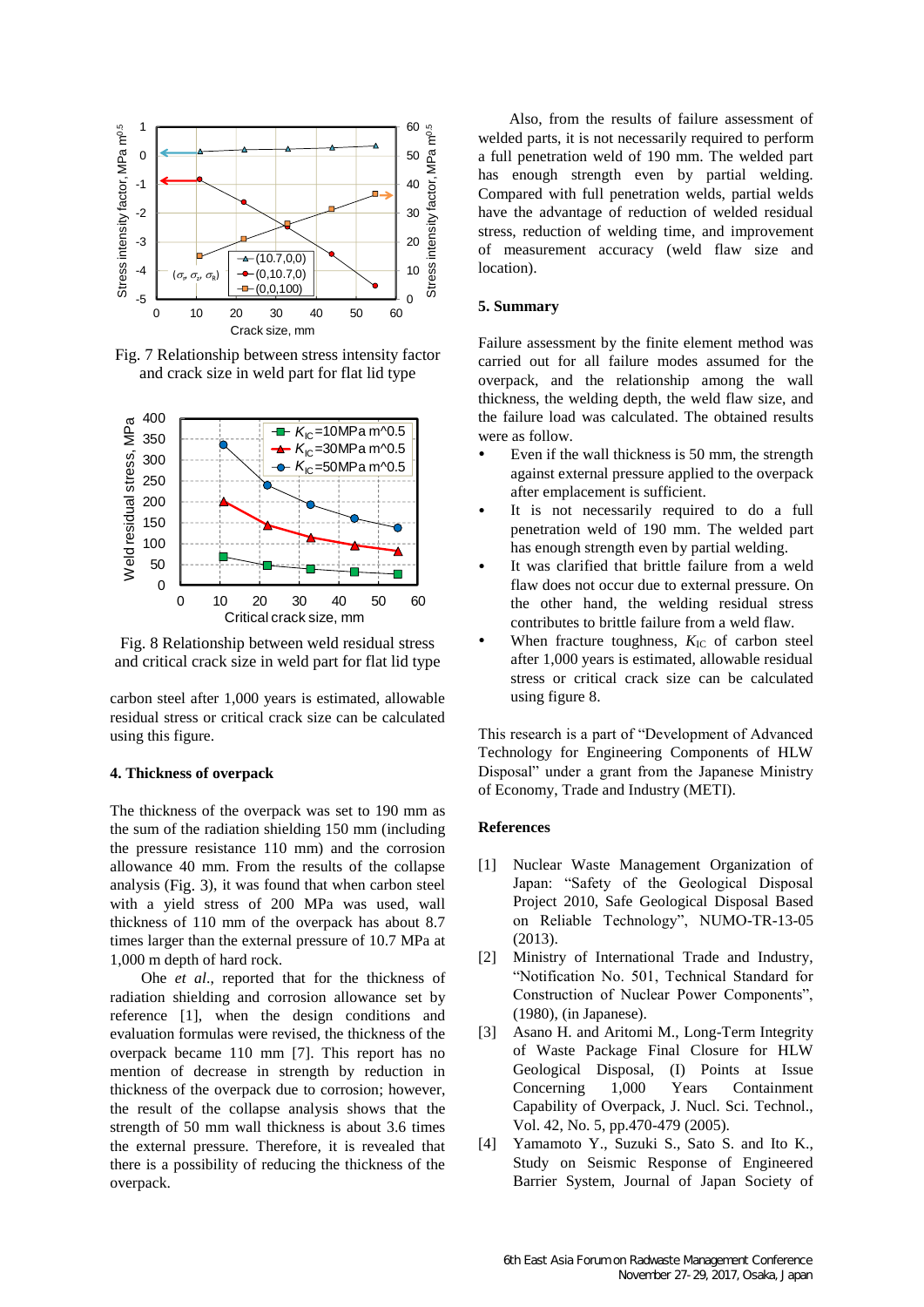Fig. 7 Relationship between stress intensity factor and crack size in weld part for flat lid type

Fig. 8 Relationship between weld residual stress and critical crack size in weld part for flat lid type

carbon steel after 1,000 years is estimated, allowable residual stress or critical crack size can be calculated using this figure.

## 4. Thickness of overpack

The thickness of the overpack was set to 190 mm as the sum of the radiation shielding 150 mm (including the pressure resistance 110 mm) and the corrosion allowance 40 mm. From the results of the collapse analysis (Fig. 3), it was found that when carbon steel with a yield stress of 200 MPa was used, wall thickness of 110 mm of the overpack has about 8.7 times larger than the external pressure of 10.7 MPa at 1,000 m depth of hard rock.

Ohe *et al*., reported that for the thickness of radiation shielding and corrosion allowance set by reference [1], when the design conditions and evaluation formulas were revised, the thickness of the overpack became 110 mm [7]. This report has no mention of decrease in strength by reduction in thickness of the overpack due to corrosion; however, the result of the collapse analysis shows that the strength of 50 mm wall thickness is about 3.6 times the external pressure. Therefore, it is revealed that there is a possibility of reducing the thickness of the overpack.

Also, from the results of failure assessment of welded parts, it is not necessarily required to perform a full penetration weld of 190 mm. The welded part has enough strength even by partial welding. Compared with full penetration welds, partial welds have the advantage of reduction of welded residual stress, reduction of welding time, and improvement of measurement accuracy (weld flaw size and location).

## 5. Summary

Failure assessment by the finite element method was carried out for all failure modes assumed for the overpack, and the relationship among the wall thickness, the welding depth, the weld flaw size, and the failure load was calculated. The obtained results were as follow.

- Even if the wall thickness is 50 mm, the strength against external pressure applied to the overpack after emplacement is sufficient.
- It is not necessarily required to do a full penetration weld of 190 mm. The welded part has enough strength even by partial welding.
- It was clarified that brittle failure from a weld flaw does not occur due to external pressure. On the other hand, the welding residual stress contributes to brittle failure from a weld flaw.
- When fracture toughness, $K_{IC}$ of carbon steel after 1,000 years is estimated, allowable residual stress or critical crack size can be calculated using figure 8.

This research is a part of "Development of Advanced Technology for Engineering Components of HLW Disposal" under a grant from the Japanese Ministry of Economy, Trade and Industry (METI).

## References

[1] Nuclear Waste Management Organization of Japan: "Safety of the Geological Disposal Project 2010, Safe Geological Disposal Based on Reliable Technology", NUMO-TR-13-05 (2013).

[2] Ministry of International Trade and Industry, "Notification No. 501, Technical Standard for Construction of Nuclear Power Components", (1980), (in Japanese).

[3] Asano H. and Aritomi M., Long-Term Integrity of Waste Package Final Closure for HLW Geological Disposal, (I) Points at Issue Concerning 1,000 Years Containment Capability of Overpack, J. Nucl. Sci. Technol., Vol. 42, No. 5, pp.470-479 (2005).

[4] Yamamoto Y., Suzuki S., Sato S. and Ito K., Study on Seismic Response of Engineered Barrier System, Journal of Japan Society of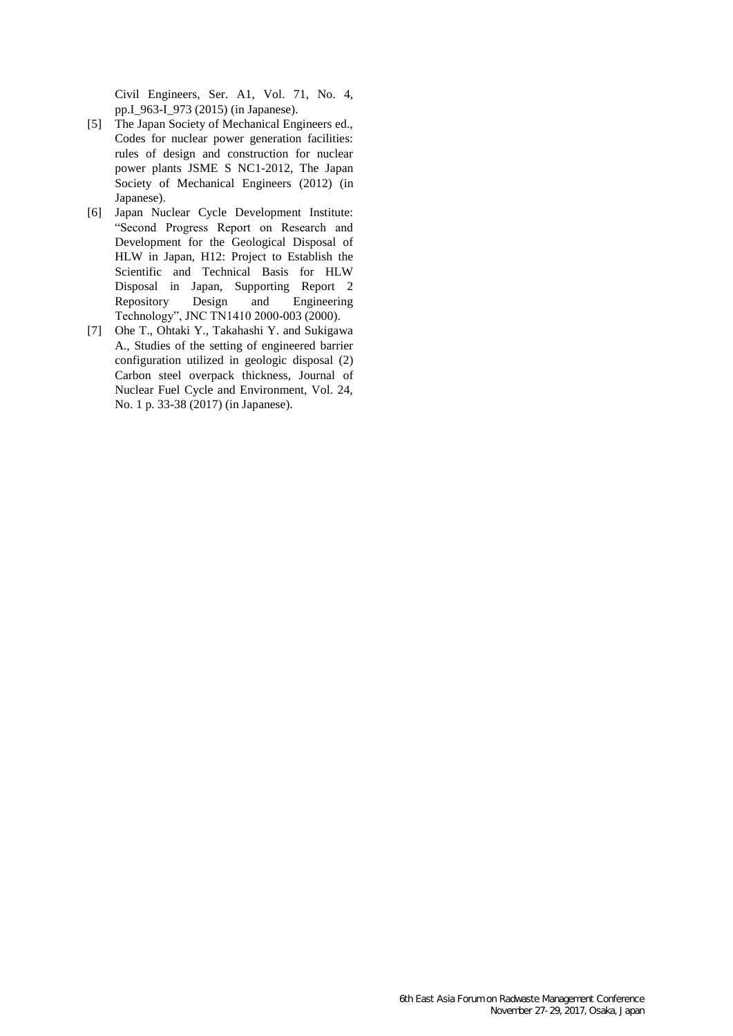Civil Engineers, Ser. A1, Vol. 71, No. 4, pp.I_963-I_973 (2015) (in Japanese).

[5] The Japan Society of Mechanical Engineers ed., Codes for nuclear power generation facilities: rules of design and construction for nuclear power plants JSME S NC1-2012, The Japan Society of Mechanical Engineers (2012) (in Japanese).

[6] Japan Nuclear Cycle Development Institute: "Second Progress Report on Research and Development for the Geological Disposal of HLW in Japan, H12: Project to Establish the Scientific and Technical Basis for HLW Disposal in Japan, Supporting Report 2 Repository Design and Engineering Technology", JNC TN1410 2000-003 (2000).

[7] Ohe T., Ohtaki Y., Takahashi Y. and Sukigawa A., Studies of the setting of engineered barrier configuration utilized in geologic disposal (2) Carbon steel overpack thickness, Journal of Nuclear Fuel Cycle and Environment, Vol. 24, No. 1 p. 33-38 (2017) (in Japanese).